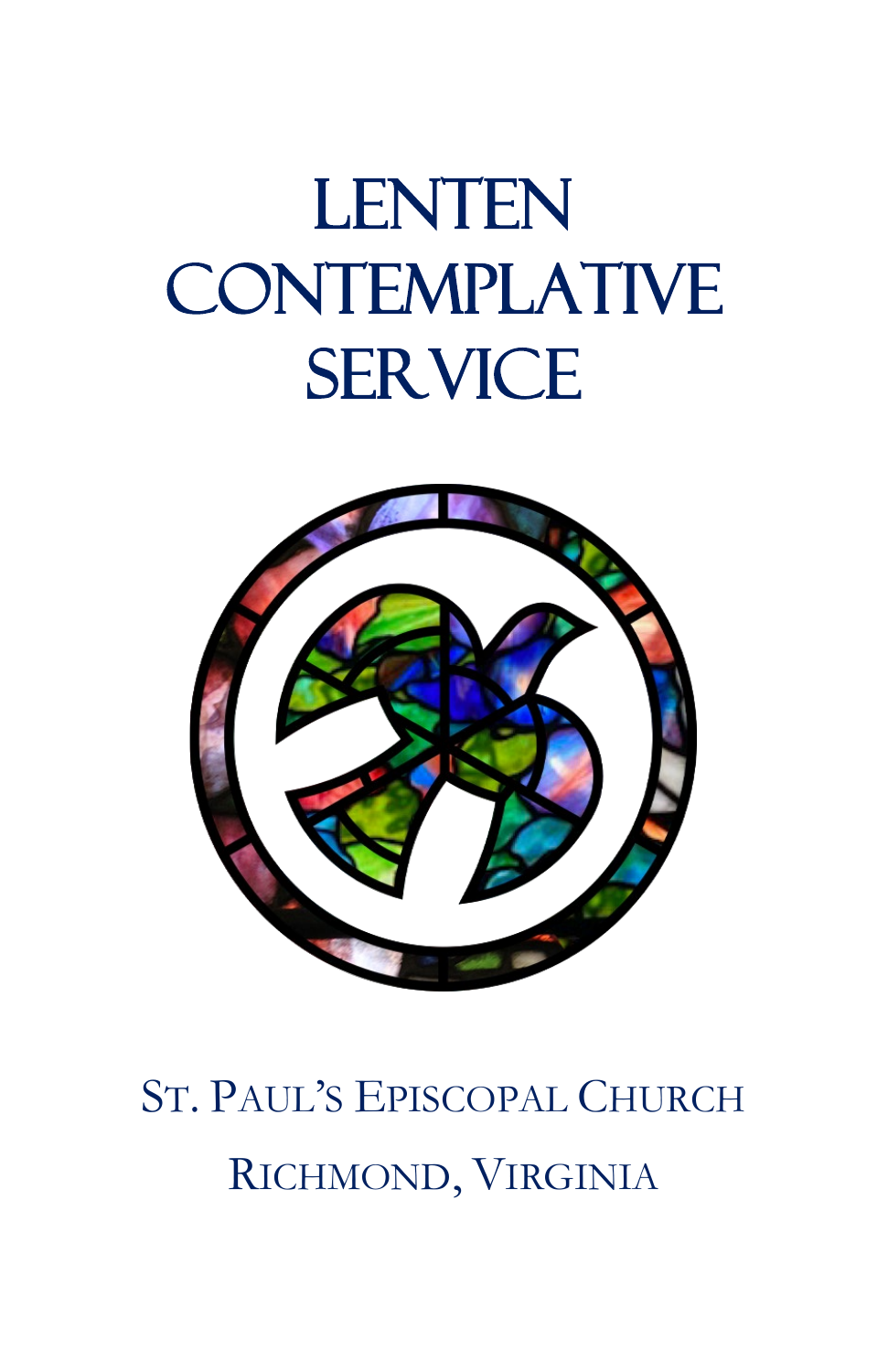# Lenten Contemplative Service

St. Paul's Episcopal Church

Richmond, Virginia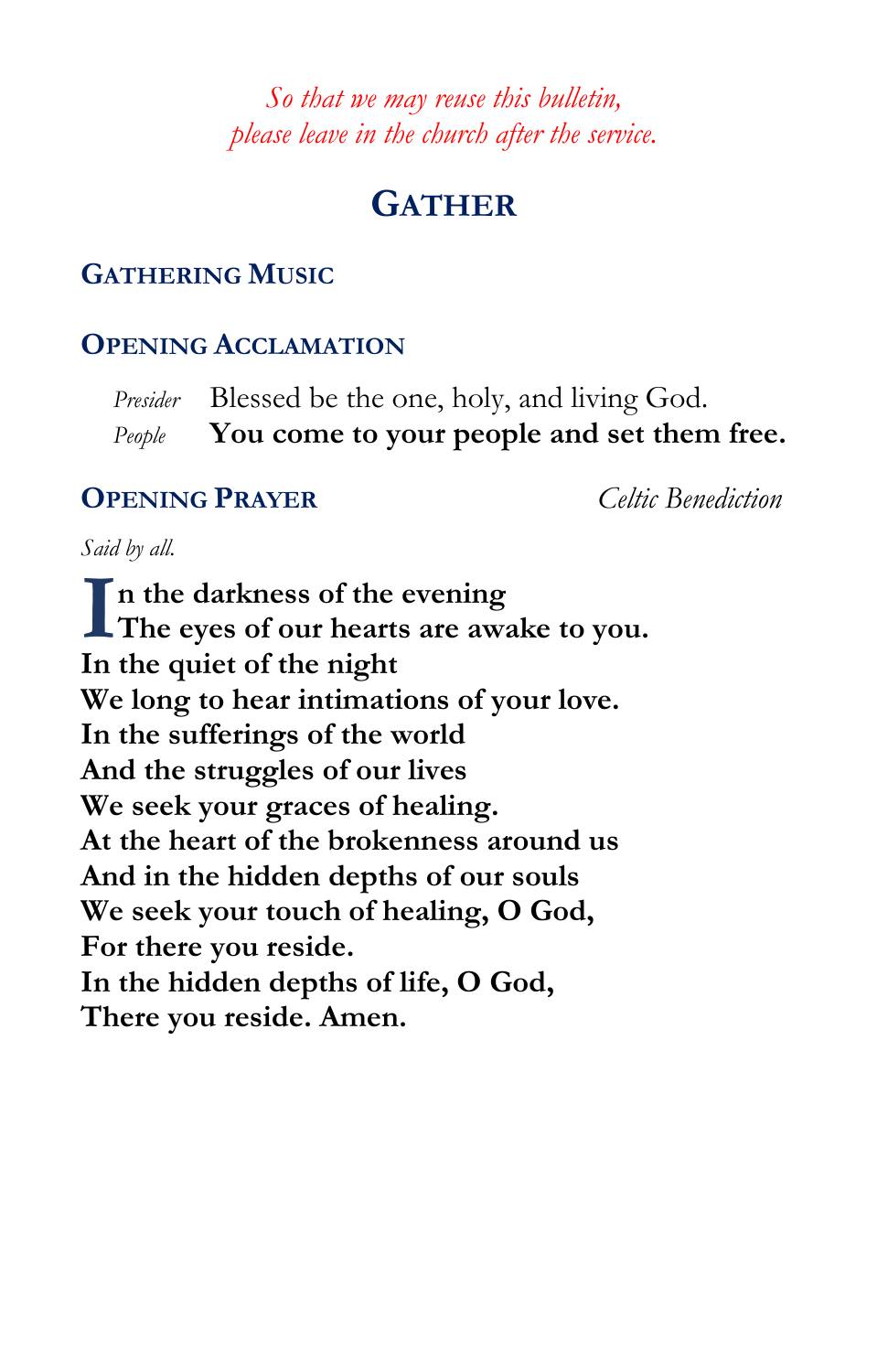*So that we may reuse this bulletin,*
*please leave in the church after the service.*

# Gather

## Gathering Music

## Opening Acclamation

*Presider* Blessed be the one, holy, and living God.
*People* **You come to your people and set them free.**

## Opening Prayer

*Celtic Benediction*

*Said by all.*

**In the darkness of the evening**
**The eyes of our hearts are awake to you.**
**In the quiet of the night**
**We long to hear intimations of your love.**
**In the sufferings of the world**
**And the struggles of our lives**
**We seek your graces of healing.**
**At the heart of the brokenness around us**
**And in the hidden depths of our souls**
**We seek your touch of healing, O God,**
**For there you reside.**
**In the hidden depths of life, O God,**
**There you reside. Amen.**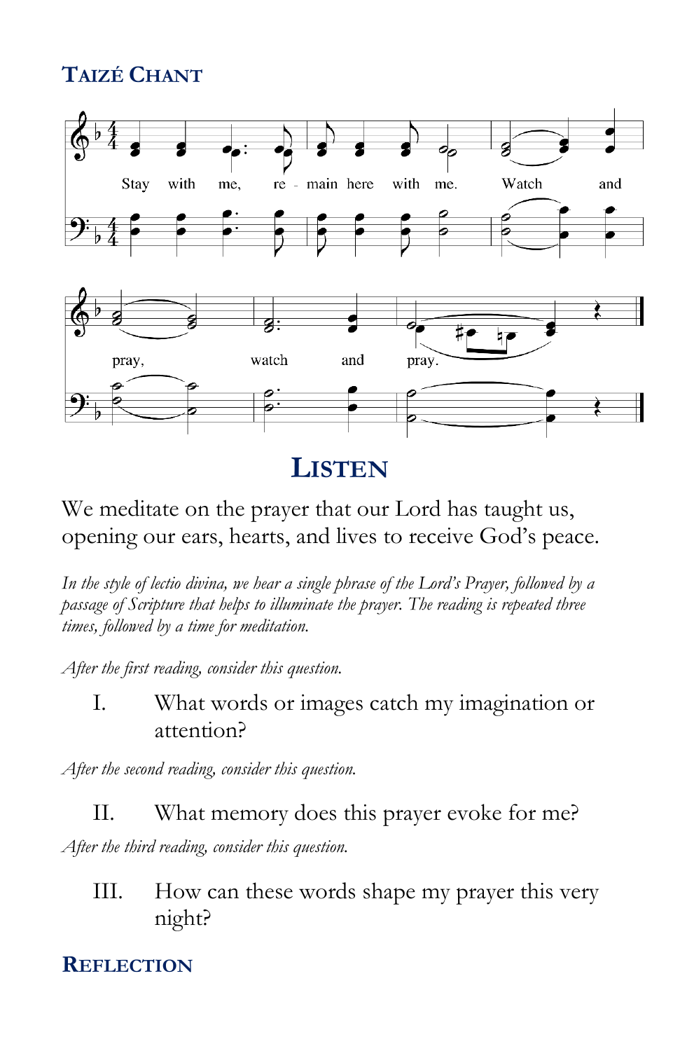## Taizé Chant

Stay with me, re - main here with me. Watch and pray, watch and pray.

# Listen

We meditate on the prayer that our Lord has taught us, opening our ears, hearts, and lives to receive God's peace.

*In the style of lectio divina, we hear a single phrase of the Lord's Prayer, followed by a passage of Scripture that helps to illuminate the prayer. The reading is repeated three times, followed by a time for meditation.*

*After the first reading, consider this question.*

I. What words or images catch my imagination or attention?

*After the second reading, consider this question.*

II. What memory does this prayer evoke for me?

*After the third reading, consider this question.*

III. How can these words shape my prayer this very night?

## Reflection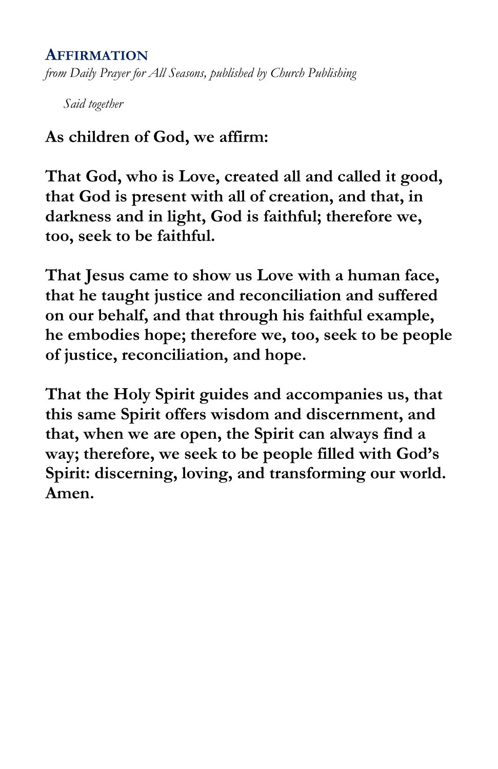## Affirmation

*from Daily Prayer for All Seasons, published by Church Publishing*

*Said together*

**As children of God, we affirm:**

**That God, who is Love, created all and called it good, that God is present with all of creation, and that, in darkness and in light, God is faithful; therefore we, too, seek to be faithful.**

**That Jesus came to show us Love with a human face, that he taught justice and reconciliation and suffered on our behalf, and that through his faithful example, he embodies hope; therefore we, too, seek to be people of justice, reconciliation, and hope.**

**That the Holy Spirit guides and accompanies us, that this same Spirit offers wisdom and discernment, and that, when we are open, the Spirit can always find a way; therefore, we seek to be people filled with God's Spirit: discerning, loving, and transforming our world. Amen.**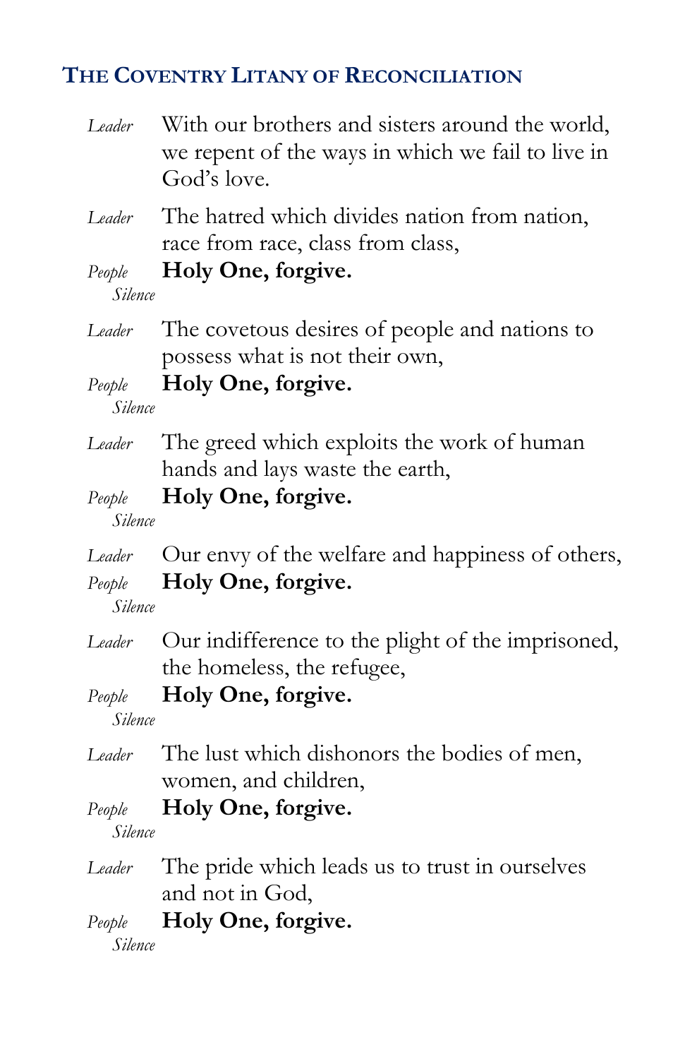## The Coventry Litany of Reconciliation

*Leader* With our brothers and sisters around the world, we repent of the ways in which we fail to live in God's love.

*Leader* The hatred which divides nation from nation, race from race, class from class,

*People* **Holy One, forgive.**

*Silence*

*Leader* The covetous desires of people and nations to possess what is not their own,

*People* **Holy One, forgive.**

*Silence*

*Leader* The greed which exploits the work of human hands and lays waste the earth,

*People* **Holy One, forgive.**

*Silence*

*Leader* Our envy of the welfare and happiness of others,

*People* **Holy One, forgive.**

*Silence*

*Leader* Our indifference to the plight of the imprisoned, the homeless, the refugee,

*People* **Holy One, forgive.**

*Silence*

*Leader* The lust which dishonors the bodies of men, women, and children,

*People* **Holy One, forgive.**

*Silence*

*Leader* The pride which leads us to trust in ourselves and not in God,

*People* **Holy One, forgive.**

*Silence*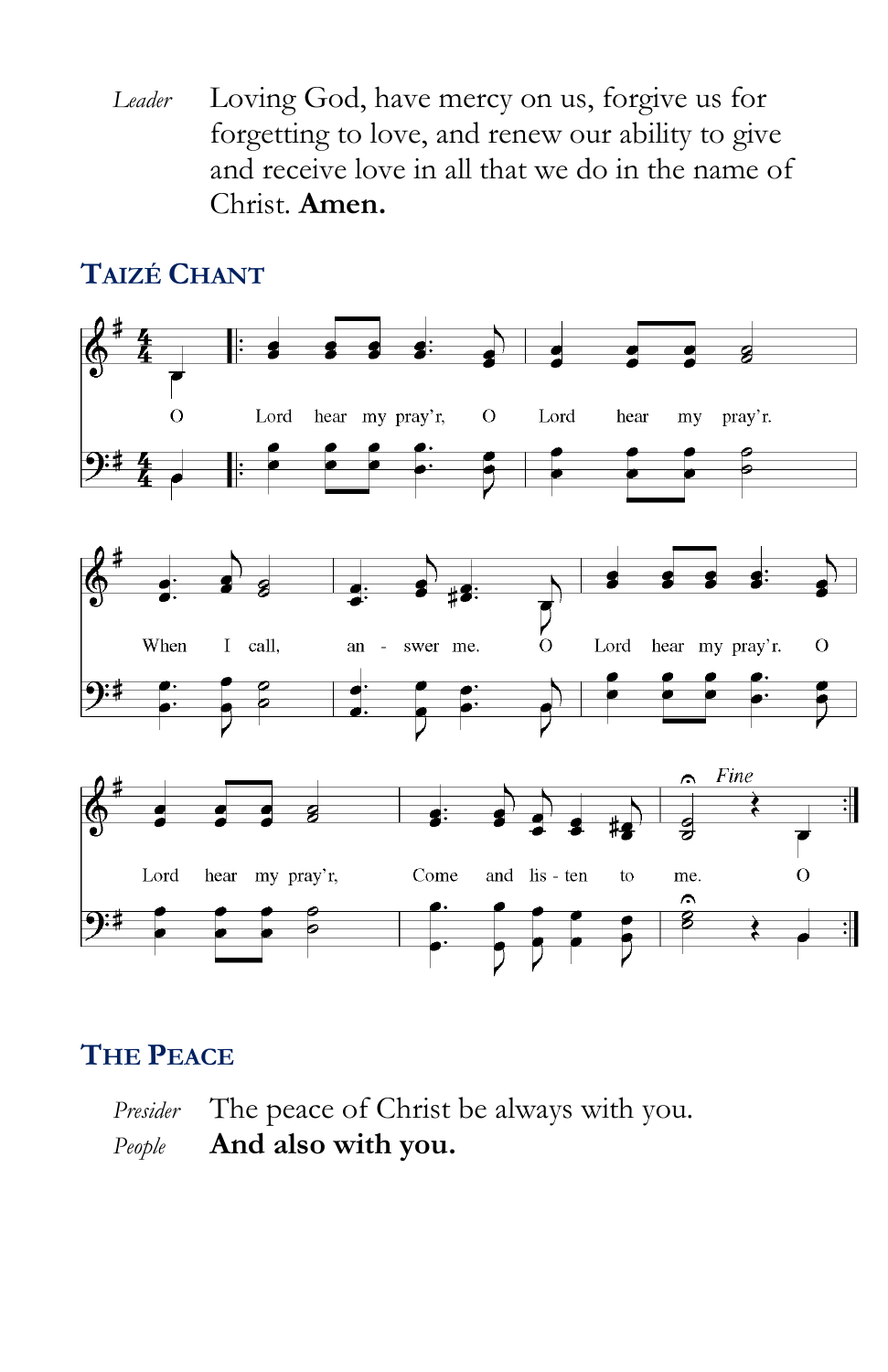*Leader* Loving God, have mercy on us, forgive us for forgetting to love, and renew our ability to give and receive love in all that we do in the name of Christ. **Amen.**

## Taizé Chant

O Lord hear my pray'r, O Lord hear my pray'r. When I call, an - swer me. O Lord hear my pray'r. O Lord hear my pray'r, Come and lis - ten to me. O

*Fine*

## The Peace

*Presider* The peace of Christ be always with you.
*People* **And also with you.**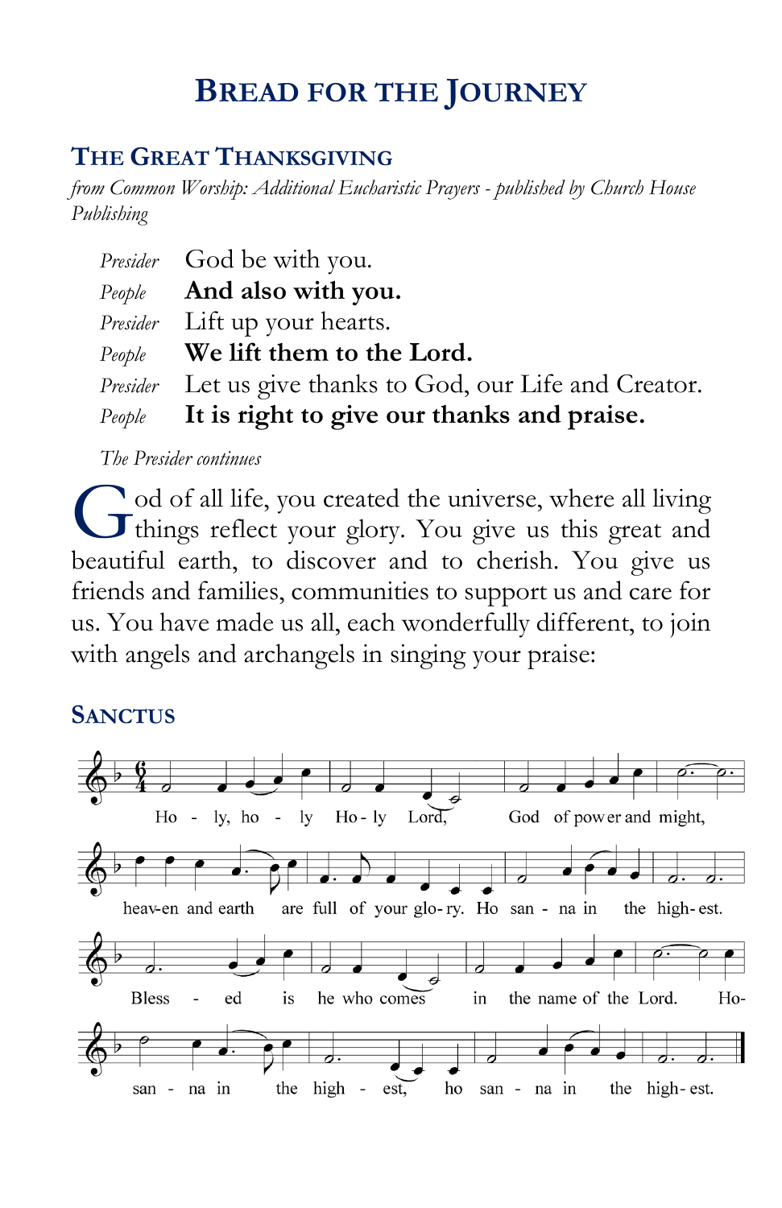# Bread for the Journey

## The Great Thanksgiving

*from Common Worship: Additional Eucharistic Prayers - published by Church House Publishing*

| | |
|---|---|
| *Presider* | God be with you. |
| *People* | **And also with you.** |
| *Presider* | Lift up your hearts. |
| *People* | **We lift them to the Lord.** |
| *Presider* | Let us give thanks to God, our Life and Creator. |
| *People* | **It is right to give our thanks and praise.** |

*The Presider continues*

God of all life, you created the universe, where all living things reflect your glory. You give us this great and beautiful earth, to discover and to cherish. You give us friends and families, communities to support us and care for us. You have made us all, each wonderfully different, to join with angels and archangels in singing your praise:

## Sanctus

Holy, holy Holy Lord, God of power and might,
heaven and earth are full of your glory. Hosanna in the highest.
Blessed is he who comes in the name of the Lord. Hosanna in the highest, hosanna in the highest.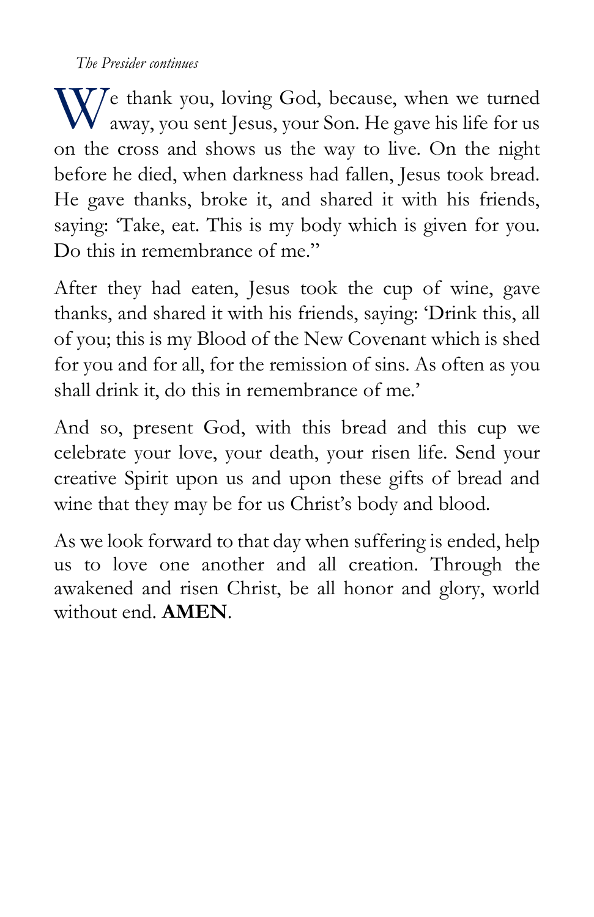*The Presider continues*

We thank you, loving God, because, when we turned away, you sent Jesus, your Son. He gave his life for us on the cross and shows us the way to live. On the night before he died, when darkness had fallen, Jesus took bread. He gave thanks, broke it, and shared it with his friends, saying: 'Take, eat. This is my body which is given for you. Do this in remembrance of me."

After they had eaten, Jesus took the cup of wine, gave thanks, and shared it with his friends, saying: 'Drink this, all of you; this is my Blood of the New Covenant which is shed for you and for all, for the remission of sins. As often as you shall drink it, do this in remembrance of me.'

And so, present God, with this bread and this cup we celebrate your love, your death, your risen life. Send your creative Spirit upon us and upon these gifts of bread and wine that they may be for us Christ's body and blood.

As we look forward to that day when suffering is ended, help us to love one another and all creation. Through the awakened and risen Christ, be all honor and glory, world without end. **AMEN**.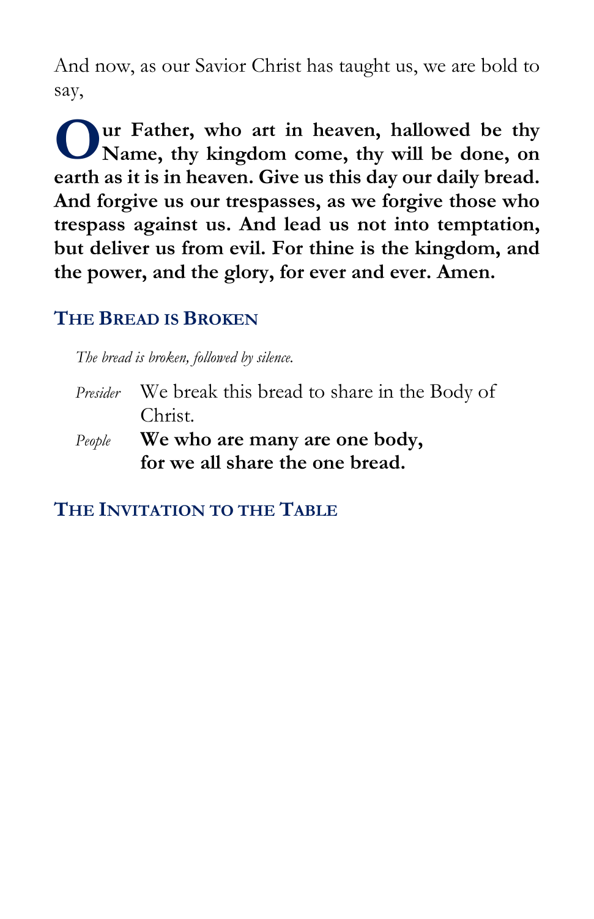And now, as our Savior Christ has taught us, we are bold to say,

**Our Father, who art in heaven, hallowed be thy Name, thy kingdom come, thy will be done, on earth as it is in heaven. Give us this day our daily bread. And forgive us our trespasses, as we forgive those who trespass against us. And lead us not into temptation, but deliver us from evil. For thine is the kingdom, and the power, and the glory, for ever and ever. Amen.**

## The Bread is Broken

*The bread is broken, followed by silence.*

*Presider* We break this bread to share in the Body of Christ.

*People* **We who are many are one body,
for we all share the one bread.**

## The Invitation to the Table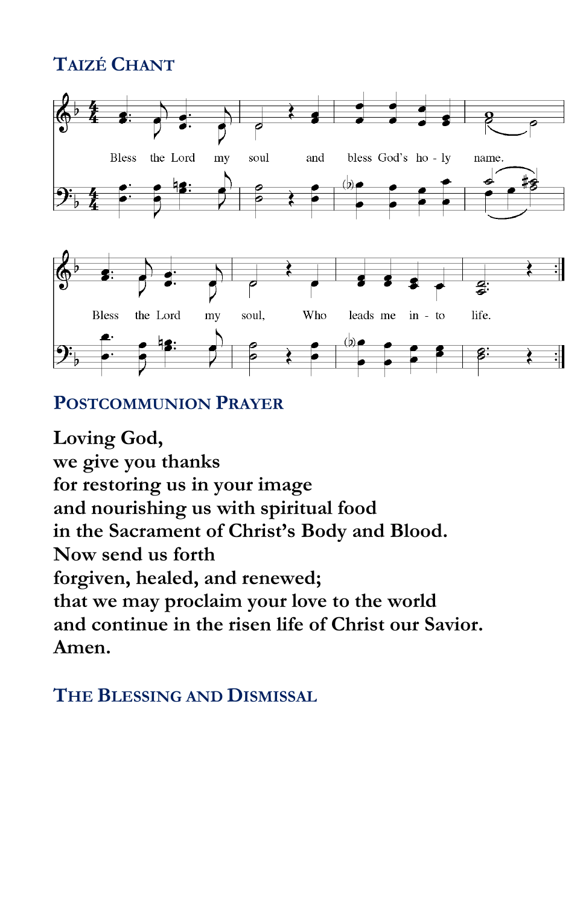## Taizé Chant

Bless the Lord my soul and bless God's ho - ly name.

Bless the Lord my soul, Who leads me in - to life.

## Postcommunion Prayer

**Loving God,**
**we give you thanks**
**for restoring us in your image**
**and nourishing us with spiritual food**
**in the Sacrament of Christ's Body and Blood.**
**Now send us forth**
**forgiven, healed, and renewed;**
**that we may proclaim your love to the world**
**and continue in the risen life of Christ our Savior.**
**Amen.**

## The Blessing and Dismissal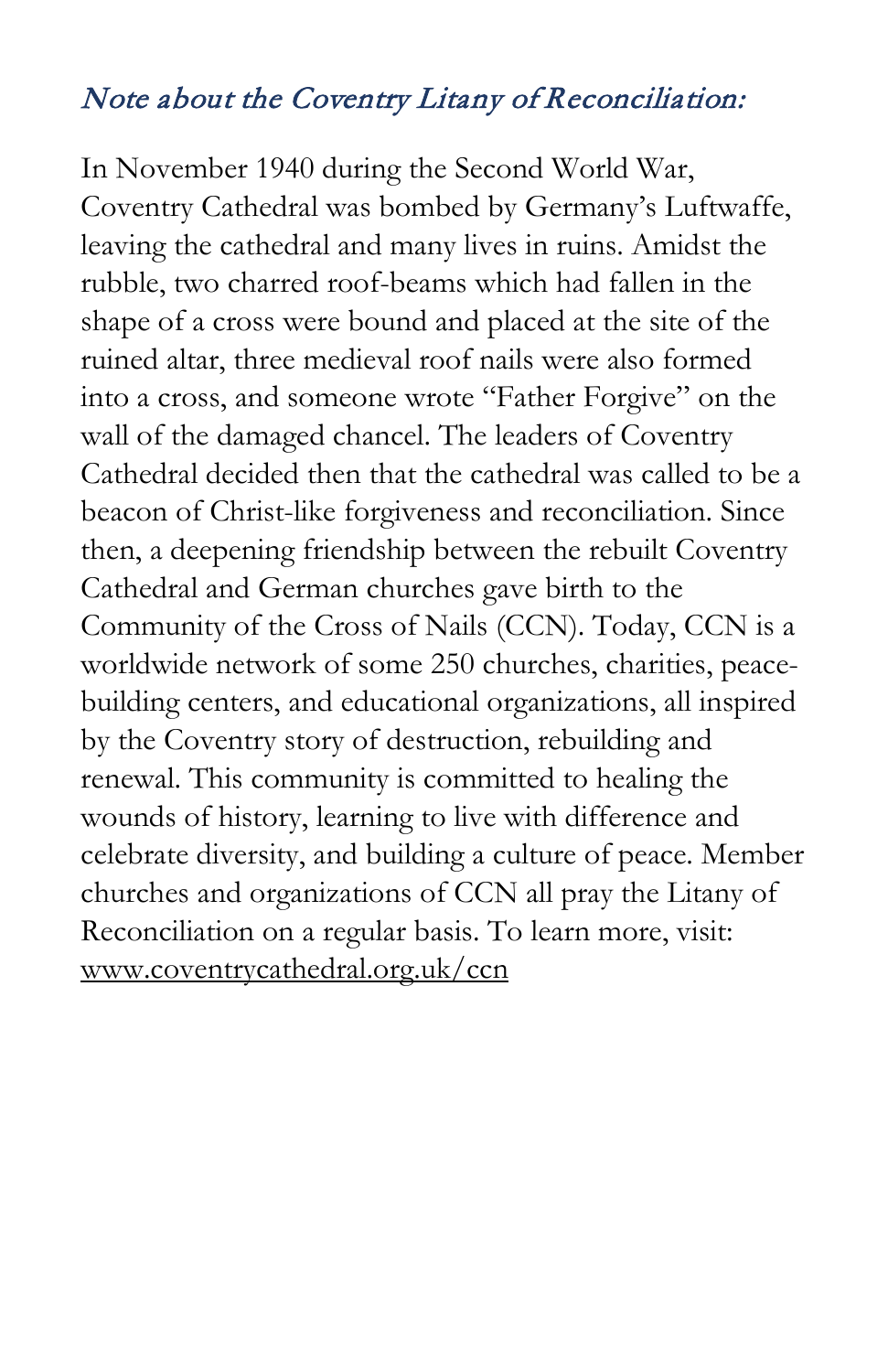*Note about the Coventry Litany of Reconciliation:*

In November 1940 during the Second World War, Coventry Cathedral was bombed by Germany's Luftwaffe, leaving the cathedral and many lives in ruins. Amidst the rubble, two charred roof-beams which had fallen in the shape of a cross were bound and placed at the site of the ruined altar, three medieval roof nails were also formed into a cross, and someone wrote "Father Forgive" on the wall of the damaged chancel. The leaders of Coventry Cathedral decided then that the cathedral was called to be a beacon of Christ-like forgiveness and reconciliation. Since then, a deepening friendship between the rebuilt Coventry Cathedral and German churches gave birth to the Community of the Cross of Nails (CCN). Today, CCN is a worldwide network of some 250 churches, charities, peace-building centers, and educational organizations, all inspired by the Coventry story of destruction, rebuilding and renewal. This community is committed to healing the wounds of history, learning to live with difference and celebrate diversity, and building a culture of peace. Member churches and organizations of CCN all pray the Litany of Reconciliation on a regular basis. To learn more, visit: www.coventrycathedral.org.uk/ccn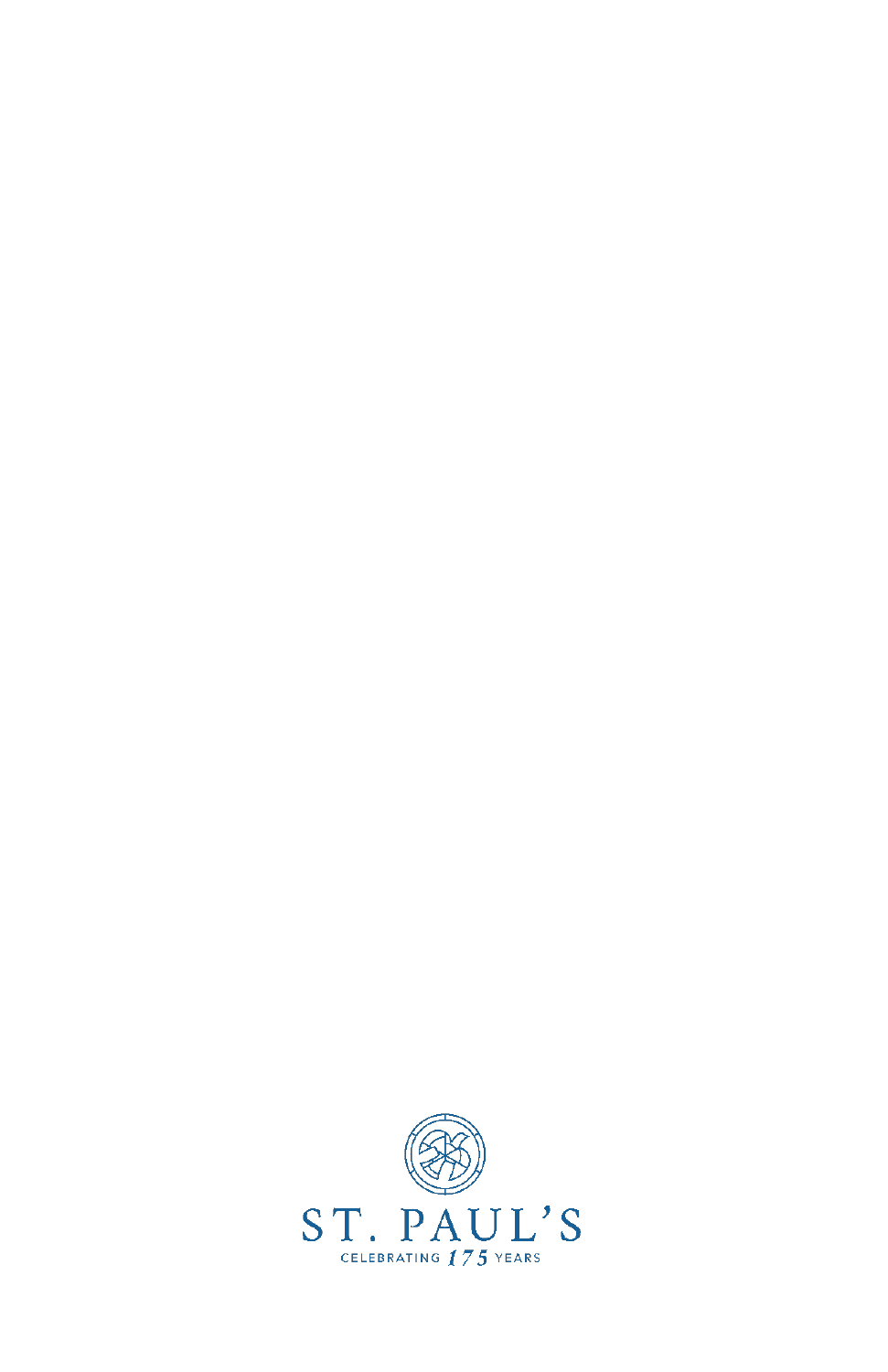ST. PAUL'S

CELEBRATING *175* YEARS